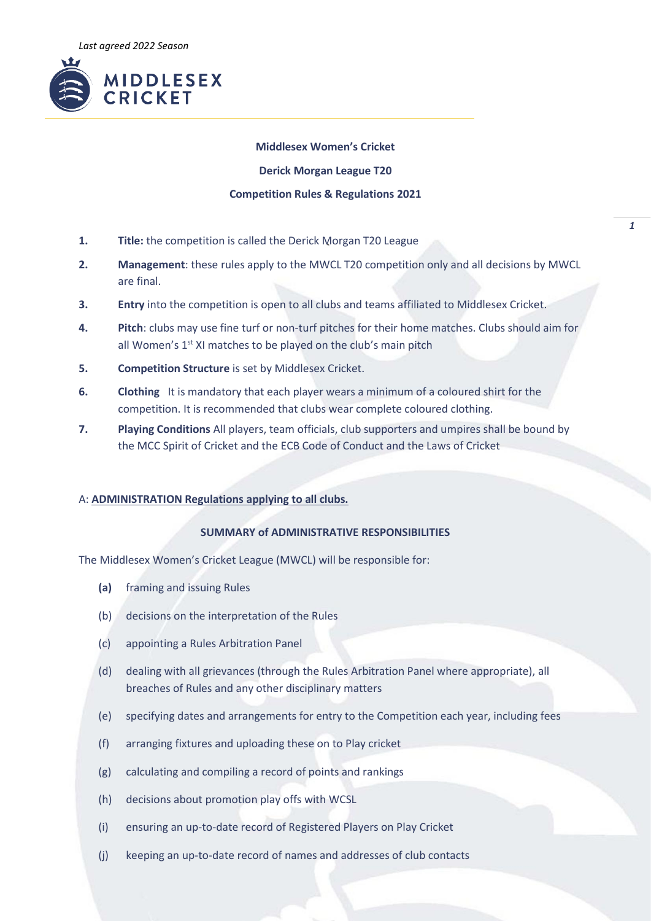*Last agreed 2022 Season*

**Middlesex Women's Cricket**

**Derick Morgan League T20**

**Competition Rules & Regulations 2021**

1. **Title:** the competition is called the Derick Morgan T20 League
2. **Management**: these rules apply to the MWCL T20 competition only and all decisions by MWCL are final.
3. **Entry** into the competition is open to all clubs and teams affiliated to Middlesex Cricket.
4. **Pitch**: clubs may use fine turf or non-turf pitches for their home matches. Clubs should aim for all Women's 1st XI matches to be played on the club's main pitch
5. **Competition Structure** is set by Middlesex Cricket.
6. **Clothing** It is mandatory that each player wears a minimum of a coloured shirt for the competition. It is recommended that clubs wear complete coloured clothing.
7. **Playing Conditions** All players, team officials, club supporters and umpires shall be bound by the MCC Spirit of Cricket and the ECB Code of Conduct and the Laws of Cricket

A: **ADMINISTRATION Regulations applying to all clubs.**

**SUMMARY of ADMINISTRATIVE RESPONSIBILITIES**

The Middlesex Women's Cricket League (MWCL) will be responsible for:

- **(a)** framing and issuing Rules
- (b) decisions on the interpretation of the Rules
- (c) appointing a Rules Arbitration Panel
- (d) dealing with all grievances (through the Rules Arbitration Panel where appropriate), all breaches of Rules and any other disciplinary matters
- (e) specifying dates and arrangements for entry to the Competition each year, including fees
- (f) arranging fixtures and uploading these on to Play cricket
- (g) calculating and compiling a record of points and rankings
- (h) decisions about promotion play offs with WCSL
- (i) ensuring an up-to-date record of Registered Players on Play Cricket
- (j) keeping an up-to-date record of names and addresses of club contacts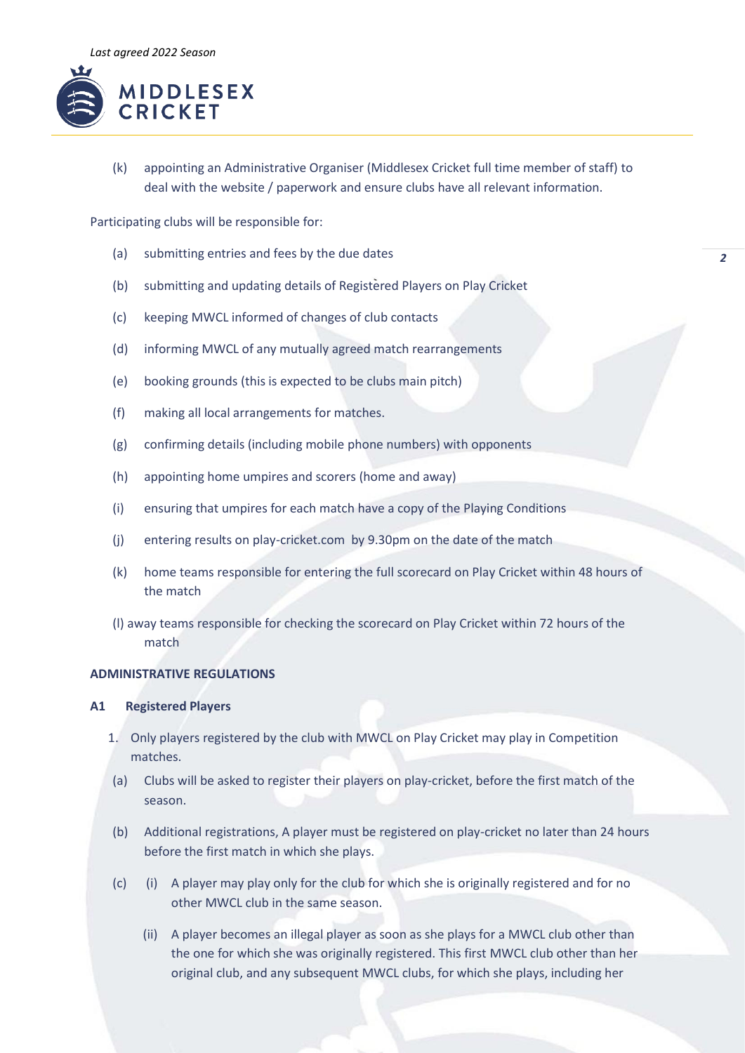(k) appointing an Administrative Organiser (Middlesex Cricket full time member of staff) to deal with the website / paperwork and ensure clubs have all relevant information.

Participating clubs will be responsible for:

(a) submitting entries and fees by the due dates

(b) submitting and updating details of Registered Players on Play Cricket

(c) keeping MWCL informed of changes of club contacts

(d) informing MWCL of any mutually agreed match rearrangements

(e) booking grounds (this is expected to be clubs main pitch)

(f) making all local arrangements for matches.

(g) confirming details (including mobile phone numbers) with opponents

(h) appointing home umpires and scorers (home and away)

(i) ensuring that umpires for each match have a copy of the Playing Conditions

(j) entering results on play-cricket.com by 9.30pm on the date of the match

(k) home teams responsible for entering the full scorecard on Play Cricket within 48 hours of the match

(l) away teams responsible for checking the scorecard on Play Cricket within 72 hours of the match

**ADMINISTRATIVE REGULATIONS**

**A1 Registered Players**

1. Only players registered by the club with MWCL on Play Cricket may play in Competition matches.

(a) Clubs will be asked to register their players on play-cricket, before the first match of the season.

(b) Additional registrations, A player must be registered on play-cricket no later than 24 hours before the first match in which she plays.

(c) (i) A player may play only for the club for which she is originally registered and for no other MWCL club in the same season.

(ii) A player becomes an illegal player as soon as she plays for a MWCL club other than the one for which she was originally registered. This first MWCL club other than her original club, and any subsequent MWCL clubs, for which she plays, including her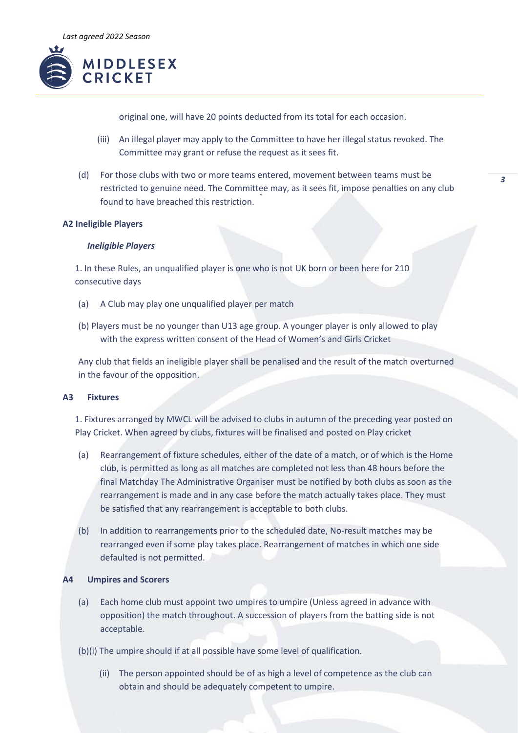original one, will have 20 points deducted from its total for each occasion.

(iii) An illegal player may apply to the Committee to have her illegal status revoked. The Committee may grant or refuse the request as it sees fit.

(d) For those clubs with two or more teams entered, movement between teams must be restricted to genuine need. The Committee may, as it sees fit, impose penalties on any club found to have breached this restriction.

**A2 Ineligible Players**

***Ineligible Players***

1. In these Rules, an unqualified player is one who is not UK born or been here for 210 consecutive days

(a) A Club may play one unqualified player per match

(b) Players must be no younger than U13 age group. A younger player is only allowed to play with the express written consent of the Head of Women's and Girls Cricket

Any club that fields an ineligible player shall be penalised and the result of the match overturned in the favour of the opposition.

**A3 Fixtures**

1. Fixtures arranged by MWCL will be advised to clubs in autumn of the preceding year posted on Play Cricket. When agreed by clubs, fixtures will be finalised and posted on Play cricket

(a) Rearrangement of fixture schedules, either of the date of a match, or of which is the Home club, is permitted as long as all matches are completed not less than 48 hours before the final Matchday The Administrative Organiser must be notified by both clubs as soon as the rearrangement is made and in any case before the match actually takes place. They must be satisfied that any rearrangement is acceptable to both clubs.

(b) In addition to rearrangements prior to the scheduled date, No-result matches may be rearranged even if some play takes place. Rearrangement of matches in which one side defaulted is not permitted.

**A4 Umpires and Scorers**

(a) Each home club must appoint two umpires to umpire (Unless agreed in advance with opposition) the match throughout. A succession of players from the batting side is not acceptable.

(b)(i) The umpire should if at all possible have some level of qualification.

(ii) The person appointed should be of as high a level of competence as the club can obtain and should be adequately competent to umpire.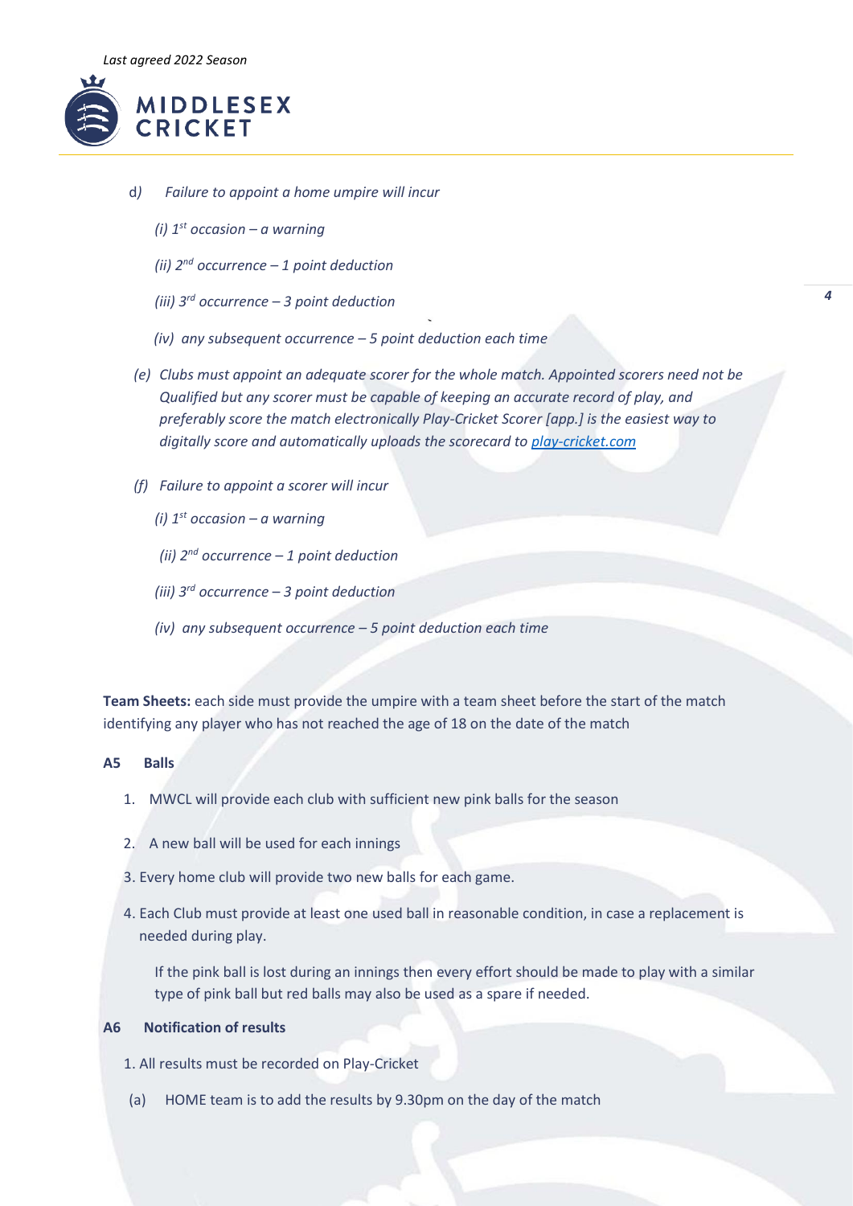d) *Failure to appoint a home umpire will incur*

*(i) 1st occasion – a warning*

*(ii) 2nd occurrence – 1 point deduction*

*(iii) 3rd occurrence – 3 point deduction*

*(iv) any subsequent occurrence – 5 point deduction each time*

*(e) Clubs must appoint an adequate scorer for the whole match. Appointed scorers need not be Qualified but any scorer must be capable of keeping an accurate record of play, and preferably score the match electronically Play-Cricket Scorer [app.] is the easiest way to digitally score and automatically uploads the scorecard to [play-cricket.com](play-cricket.com)*

*(f) Failure to appoint a scorer will incur*

*(i) 1st occasion – a warning*

*(ii) 2nd occurrence – 1 point deduction*

*(iii) 3rd occurrence – 3 point deduction*

*(iv) any subsequent occurrence – 5 point deduction each time*

**Team Sheets:** each side must provide the umpire with a team sheet before the start of the match identifying any player who has not reached the age of 18 on the date of the match

**A5 Balls**

1. MWCL will provide each club with sufficient new pink balls for the season
2. A new ball will be used for each innings
3. Every home club will provide two new balls for each game.
4. Each Club must provide at least one used ball in reasonable condition, in case a replacement is needed during play.

   If the pink ball is lost during an innings then every effort should be made to play with a similar type of pink ball but red balls may also be used as a spare if needed.

**A6 Notification of results**

1. All results must be recorded on Play-Cricket

(a) HOME team is to add the results by 9.30pm on the day of the match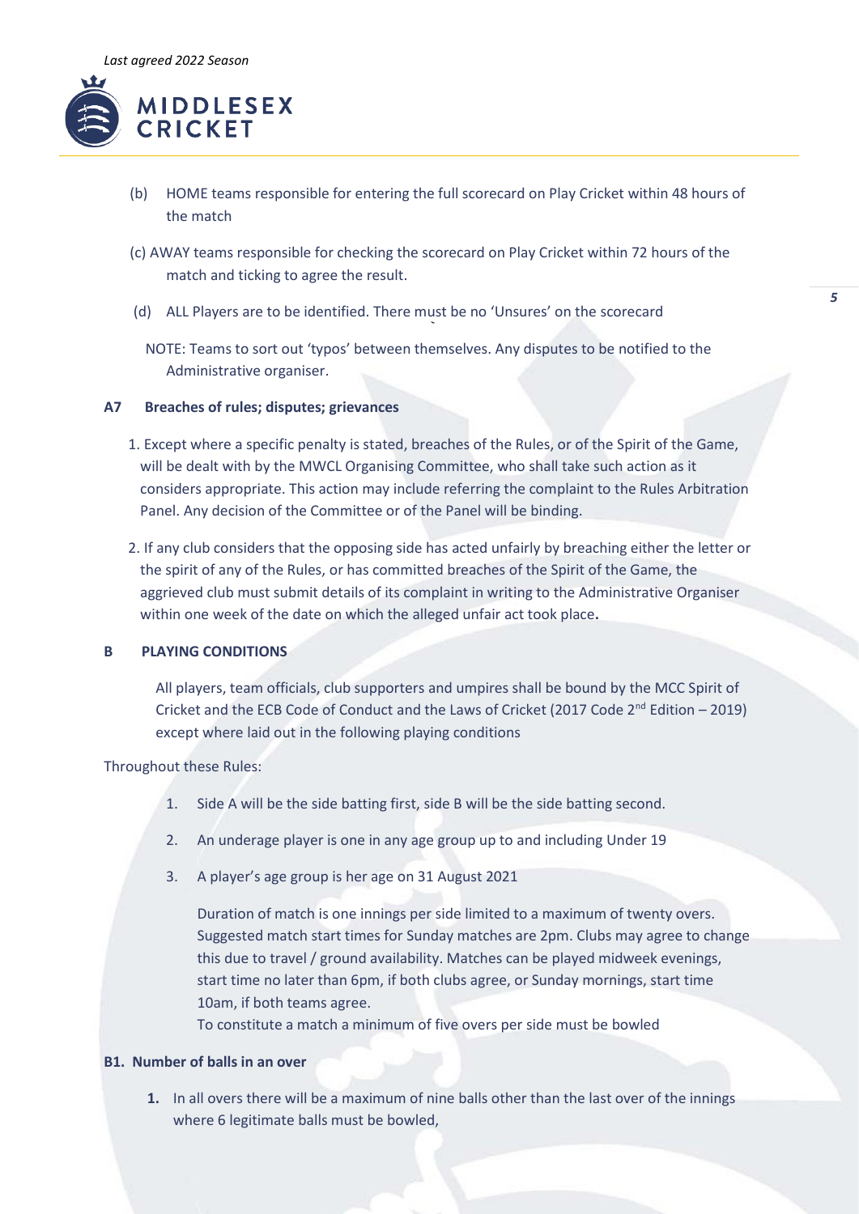(b) HOME teams responsible for entering the full scorecard on Play Cricket within 48 hours of the match

(c) AWAY teams responsible for checking the scorecard on Play Cricket within 72 hours of the match and ticking to agree the result.

(d) ALL Players are to be identified. There must be no 'Unsures' on the scorecard

NOTE: Teams to sort out 'typos' between themselves. Any disputes to be notified to the Administrative organiser.

### A7 Breaches of rules; disputes; grievances

1. Except where a specific penalty is stated, breaches of the Rules, or of the Spirit of the Game, will be dealt with by the MWCL Organising Committee, who shall take such action as it considers appropriate. This action may include referring the complaint to the Rules Arbitration Panel. Any decision of the Committee or of the Panel will be binding.
2. If any club considers that the opposing side has acted unfairly by breaching either the letter or the spirit of any of the Rules, or has committed breaches of the Spirit of the Game, the aggrieved club must submit details of its complaint in writing to the Administrative Organiser within one week of the date on which the alleged unfair act took place**.**

## B PLAYING CONDITIONS

All players, team officials, club supporters and umpires shall be bound by the MCC Spirit of Cricket and the ECB Code of Conduct and the Laws of Cricket (2017 Code 2nd Edition – 2019) except where laid out in the following playing conditions

Throughout these Rules:

1. Side A will be the side batting first, side B will be the side batting second.
2. An underage player is one in any age group up to and including Under 19
3. A player's age group is her age on 31 August 2021

   Duration of match is one innings per side limited to a maximum of twenty overs. Suggested match start times for Sunday matches are 2pm. Clubs may agree to change this due to travel / ground availability. Matches can be played midweek evenings, start time no later than 6pm, if both clubs agree, or Sunday mornings, start time 10am, if both teams agree.

   To constitute a match a minimum of five overs per side must be bowled

### B1. Number of balls in an over

1. In all overs there will be a maximum of nine balls other than the last over of the innings where 6 legitimate balls must be bowled,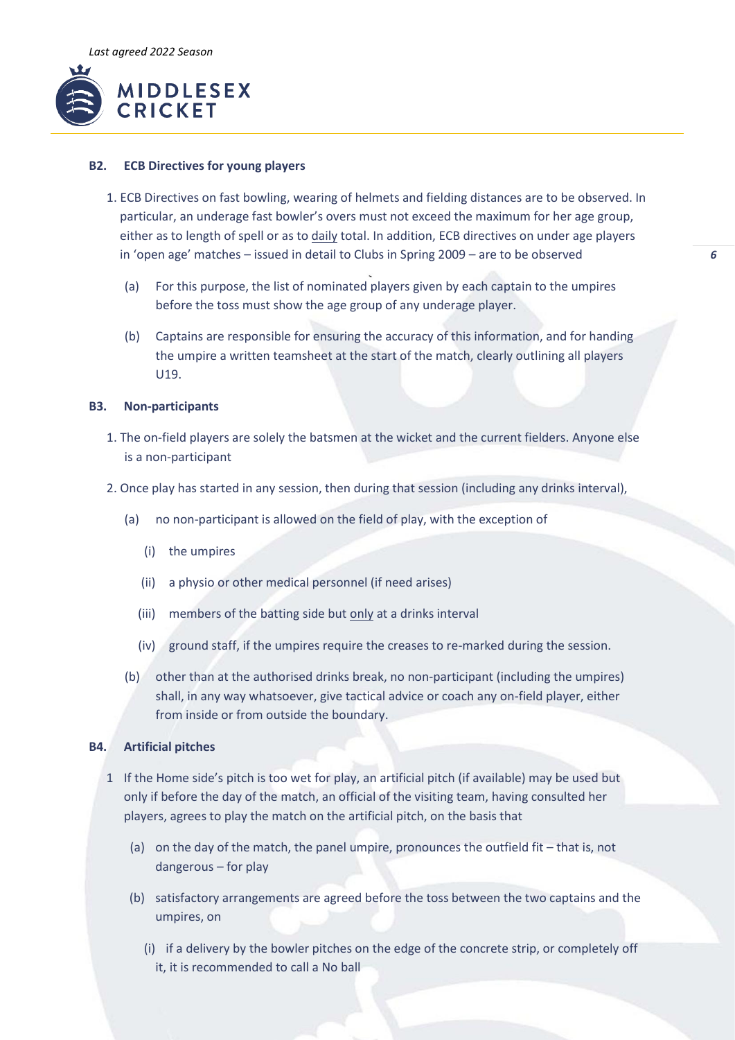## B2. ECB Directives for young players

1. ECB Directives on fast bowling, wearing of helmets and fielding distances are to be observed. In particular, an underage fast bowler's overs must not exceed the maximum for her age group, either as to length of spell or as to daily total. In addition, ECB directives on under age players in 'open age' matches – issued in detail to Clubs in Spring 2009 – are to be observed

   (a) For this purpose, the list of nominated players given by each captain to the umpires before the toss must show the age group of any underage player.

   (b) Captains are responsible for ensuring the accuracy of this information, and for handing the umpire a written teamsheet at the start of the match, clearly outlining all players U19.

## B3. Non-participants

1. The on-field players are solely the batsmen at the wicket and the current fielders. Anyone else is a non-participant

2. Once play has started in any session, then during that session (including any drinks interval),

   (a) no non-participant is allowed on the field of play, with the exception of

      (i) the umpires

      (ii) a physio or other medical personnel (if need arises)

      (iii) members of the batting side but only at a drinks interval

      (iv) ground staff, if the umpires require the creases to re-marked during the session.

   (b) other than at the authorised drinks break, no non-participant (including the umpires) shall, in any way whatsoever, give tactical advice or coach any on-field player, either from inside or from outside the boundary.

## B4. Artificial pitches

1 If the Home side's pitch is too wet for play, an artificial pitch (if available) may be used but only if before the day of the match, an official of the visiting team, having consulted her players, agrees to play the match on the artificial pitch, on the basis that

   (a) on the day of the match, the panel umpire, pronounces the outfield fit – that is, not dangerous – for play

   (b) satisfactory arrangements are agreed before the toss between the two captains and the umpires, on

      (i) if a delivery by the bowler pitches on the edge of the concrete strip, or completely off it, it is recommended to call a No ball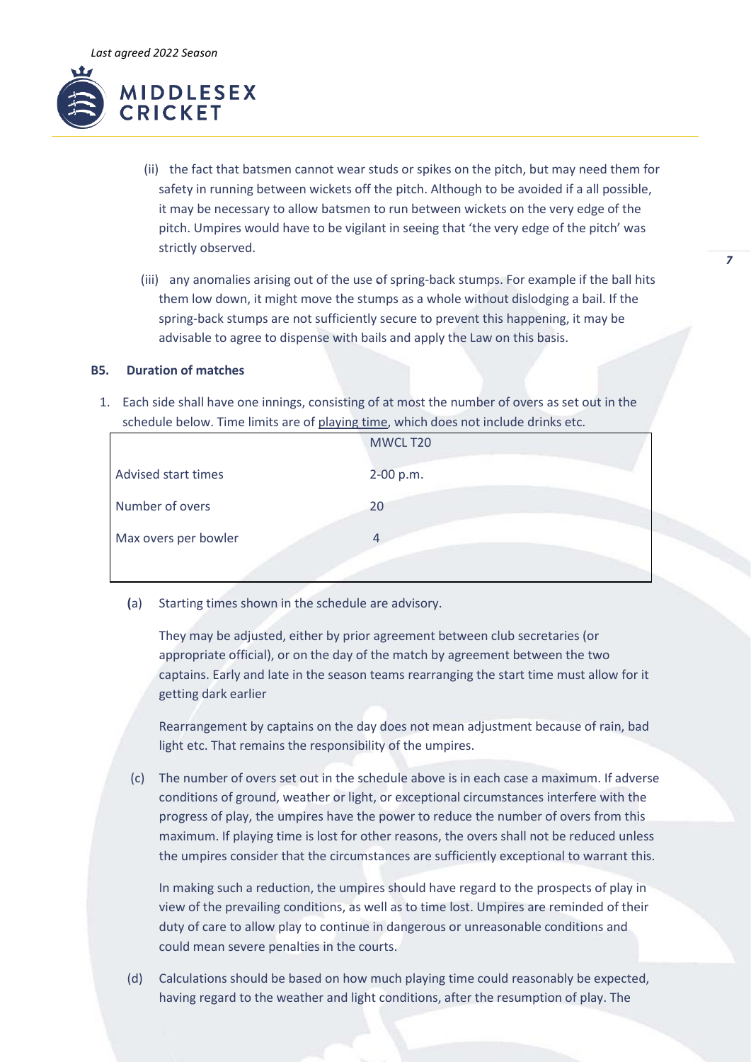(ii) the fact that batsmen cannot wear studs or spikes on the pitch, but may need them for safety in running between wickets off the pitch. Although to be avoided if a all possible, it may be necessary to allow batsmen to run between wickets on the very edge of the pitch. Umpires would have to be vigilant in seeing that 'the very edge of the pitch' was strictly observed.

(iii) any anomalies arising out of the use of spring-back stumps. For example if the ball hits them low down, it might move the stumps as a whole without dislodging a bail. If the spring-back stumps are not sufficiently secure to prevent this happening, it may be advisable to agree to dispense with bails and apply the Law on this basis.

#### B5. Duration of matches

1. Each side shall have one innings, consisting of at most the number of overs as set out in the schedule below. Time limits are of playing time, which does not include drinks etc.

| | MWCL T20 |
|---|---|
| Advised start times | 2-00 p.m. |
| Number of overs | 20 |
| Max overs per bowler | 4 |

(a) Starting times shown in the schedule are advisory.

They may be adjusted, either by prior agreement between club secretaries (or appropriate official), or on the day of the match by agreement between the two captains. Early and late in the season teams rearranging the start time must allow for it getting dark earlier

Rearrangement by captains on the day does not mean adjustment because of rain, bad light etc. That remains the responsibility of the umpires.

(c) The number of overs set out in the schedule above is in each case a maximum. If adverse conditions of ground, weather or light, or exceptional circumstances interfere with the progress of play, the umpires have the power to reduce the number of overs from this maximum. If playing time is lost for other reasons, the overs shall not be reduced unless the umpires consider that the circumstances are sufficiently exceptional to warrant this.

In making such a reduction, the umpires should have regard to the prospects of play in view of the prevailing conditions, as well as to time lost. Umpires are reminded of their duty of care to allow play to continue in dangerous or unreasonable conditions and could mean severe penalties in the courts.

(d) Calculations should be based on how much playing time could reasonably be expected, having regard to the weather and light conditions, after the resumption of play. The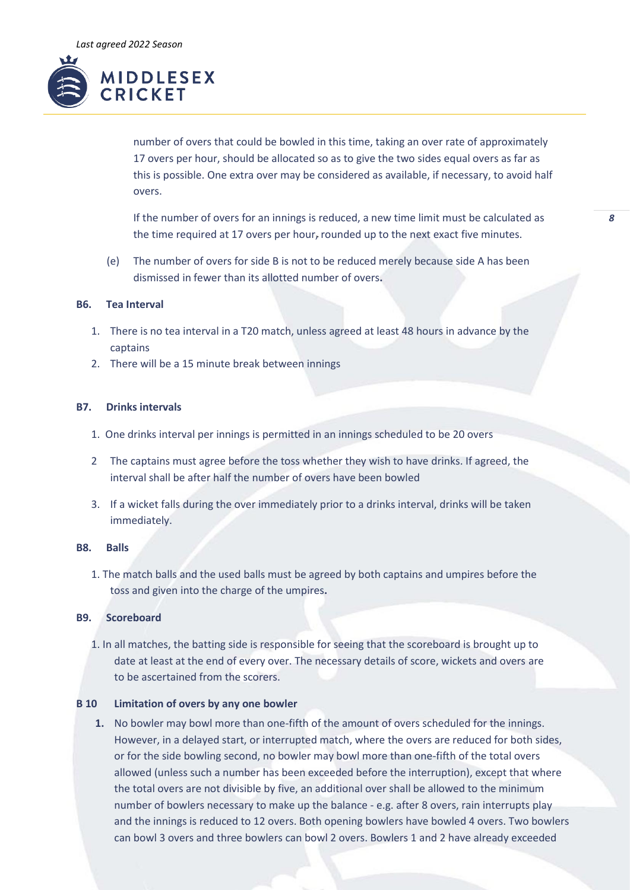number of overs that could be bowled in this time, taking an over rate of approximately 17 overs per hour, should be allocated so as to give the two sides equal overs as far as this is possible. One extra over may be considered as available, if necessary, to avoid half overs.

If the number of overs for an innings is reduced, a new time limit must be calculated as the time required at 17 overs per hour, rounded up to the next exact five minutes.

(e) The number of overs for side B is not to be reduced merely because side A has been dismissed in fewer than its allotted number of overs.

### B6. Tea Interval

1. There is no tea interval in a T20 match, unless agreed at least 48 hours in advance by the captains
2. There will be a 15 minute break between innings

### B7. Drinks intervals

1. One drinks interval per innings is permitted in an innings scheduled to be 20 overs
2. The captains must agree before the toss whether they wish to have drinks. If agreed, the interval shall be after half the number of overs have been bowled
3. If a wicket falls during the over immediately prior to a drinks interval, drinks will be taken immediately.

### B8. Balls

1. The match balls and the used balls must be agreed by both captains and umpires before the toss and given into the charge of the umpires.

### B9. Scoreboard

1. In all matches, the batting side is responsible for seeing that the scoreboard is brought up to date at least at the end of every over. The necessary details of score, wickets and overs are to be ascertained from the scorers.

### B 10 Limitation of overs by any one bowler

1. No bowler may bowl more than one-fifth of the amount of overs scheduled for the innings. However, in a delayed start, or interrupted match, where the overs are reduced for both sides, or for the side bowling second, no bowler may bowl more than one-fifth of the total overs allowed (unless such a number has been exceeded before the interruption), except that where the total overs are not divisible by five, an additional over shall be allowed to the minimum number of bowlers necessary to make up the balance - e.g. after 8 overs, rain interrupts play and the innings is reduced to 12 overs. Both opening bowlers have bowled 4 overs. Two bowlers can bowl 3 overs and three bowlers can bowl 2 overs. Bowlers 1 and 2 have already exceeded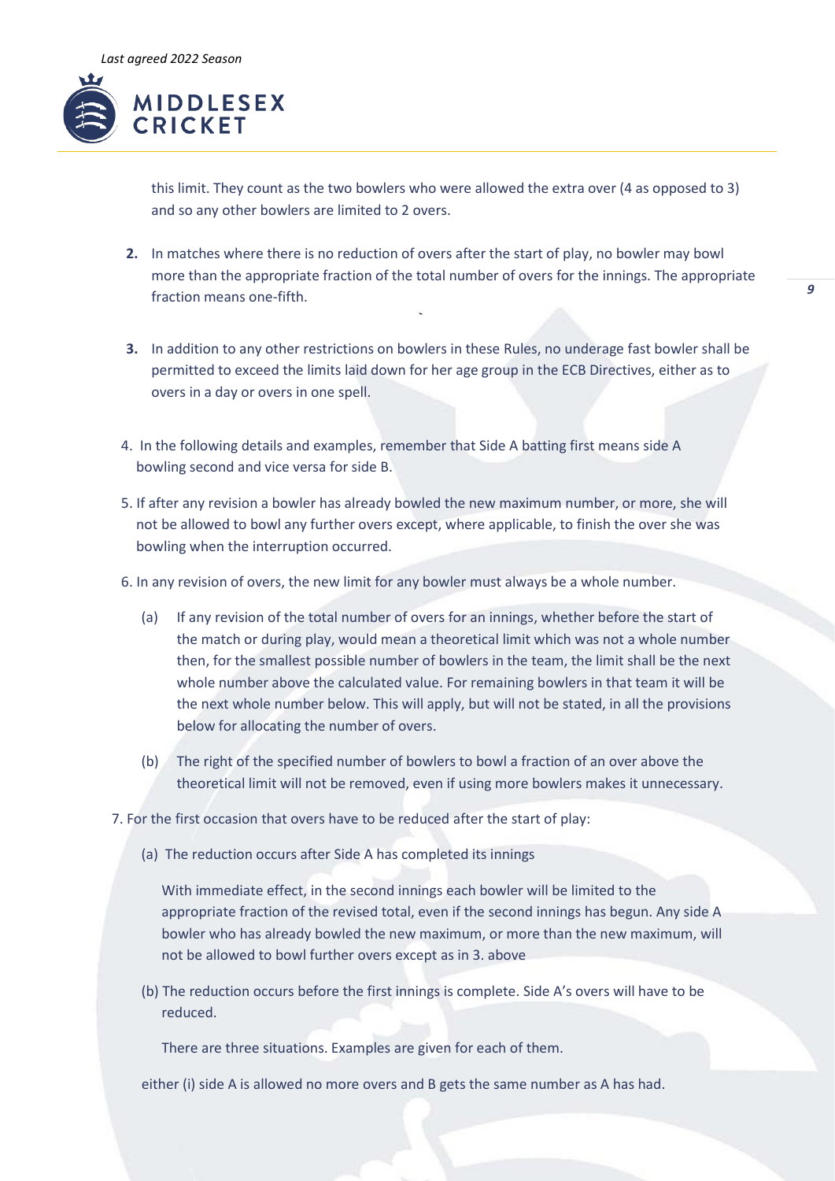this limit. They count as the two bowlers who were allowed the extra over (4 as opposed to 3) and so any other bowlers are limited to 2 overs.

**2.** In matches where there is no reduction of overs after the start of play, no bowler may bowl more than the appropriate fraction of the total number of overs for the innings. The appropriate fraction means one-fifth.

**3.** In addition to any other restrictions on bowlers in these Rules, no underage fast bowler shall be permitted to exceed the limits laid down for her age group in the ECB Directives, either as to overs in a day or overs in one spell.

4. In the following details and examples, remember that Side A batting first means side A bowling second and vice versa for side B.

5. If after any revision a bowler has already bowled the new maximum number, or more, she will not be allowed to bowl any further overs except, where applicable, to finish the over she was bowling when the interruption occurred.

6. In any revision of overs, the new limit for any bowler must always be a whole number.

   (a) If any revision of the total number of overs for an innings, whether before the start of the match or during play, would mean a theoretical limit which was not a whole number then, for the smallest possible number of bowlers in the team, the limit shall be the next whole number above the calculated value. For remaining bowlers in that team it will be the next whole number below. This will apply, but will not be stated, in all the provisions below for allocating the number of overs.

   (b) The right of the specified number of bowlers to bowl a fraction of an over above the theoretical limit will not be removed, even if using more bowlers makes it unnecessary.

7. For the first occasion that overs have to be reduced after the start of play:

   (a) The reduction occurs after Side A has completed its innings

   With immediate effect, in the second innings each bowler will be limited to the appropriate fraction of the revised total, even if the second innings has begun. Any side A bowler who has already bowled the new maximum, or more than the new maximum, will not be allowed to bowl further overs except as in 3. above

   (b) The reduction occurs before the first innings is complete. Side A's overs will have to be reduced.

   There are three situations. Examples are given for each of them.

   either (i) side A is allowed no more overs and B gets the same number as A has had.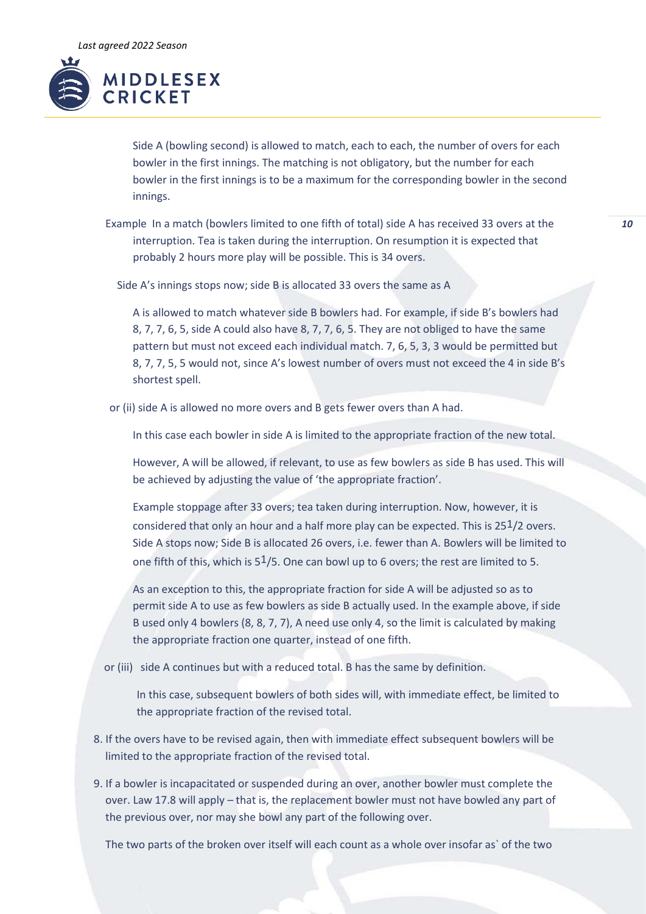Side A (bowling second) is allowed to match, each to each, the number of overs for each bowler in the first innings. The matching is not obligatory, but the number for each bowler in the first innings is to be a maximum for the corresponding bowler in the second innings.

Example In a match (bowlers limited to one fifth of total) side A has received 33 overs at the interruption. Tea is taken during the interruption. On resumption it is expected that probably 2 hours more play will be possible. This is 34 overs.

Side A's innings stops now; side B is allocated 33 overs the same as A

A is allowed to match whatever side B bowlers had. For example, if side B's bowlers had 8, 7, 7, 6, 5, side A could also have 8, 7, 7, 6, 5. They are not obliged to have the same pattern but must not exceed each individual match. 7, 6, 5, 3, 3 would be permitted but 8, 7, 7, 5, 5 would not, since A's lowest number of overs must not exceed the 4 in side B's shortest spell.

or (ii) side A is allowed no more overs and B gets fewer overs than A had.

In this case each bowler in side A is limited to the appropriate fraction of the new total.

However, A will be allowed, if relevant, to use as few bowlers as side B has used. This will be achieved by adjusting the value of 'the appropriate fraction'.

Example stoppage after 33 overs; tea taken during interruption. Now, however, it is considered that only an hour and a half more play can be expected. This is 25$^1$/2 overs. Side A stops now; Side B is allocated 26 overs, i.e. fewer than A. Bowlers will be limited to one fifth of this, which is 5$^1$/5. One can bowl up to 6 overs; the rest are limited to 5.

As an exception to this, the appropriate fraction for side A will be adjusted so as to permit side A to use as few bowlers as side B actually used. In the example above, if side B used only 4 bowlers (8, 8, 7, 7), A need use only 4, so the limit is calculated by making the appropriate fraction one quarter, instead of one fifth.

or (iii) side A continues but with a reduced total. B has the same by definition.

In this case, subsequent bowlers of both sides will, with immediate effect, be limited to the appropriate fraction of the revised total.

8. If the overs have to be revised again, then with immediate effect subsequent bowlers will be limited to the appropriate fraction of the revised total.
9. If a bowler is incapacitated or suspended during an over, another bowler must complete the over. Law 17.8 will apply – that is, the replacement bowler must not have bowled any part of the previous over, nor may she bowl any part of the following over.

The two parts of the broken over itself will each count as a whole over insofar as` of the two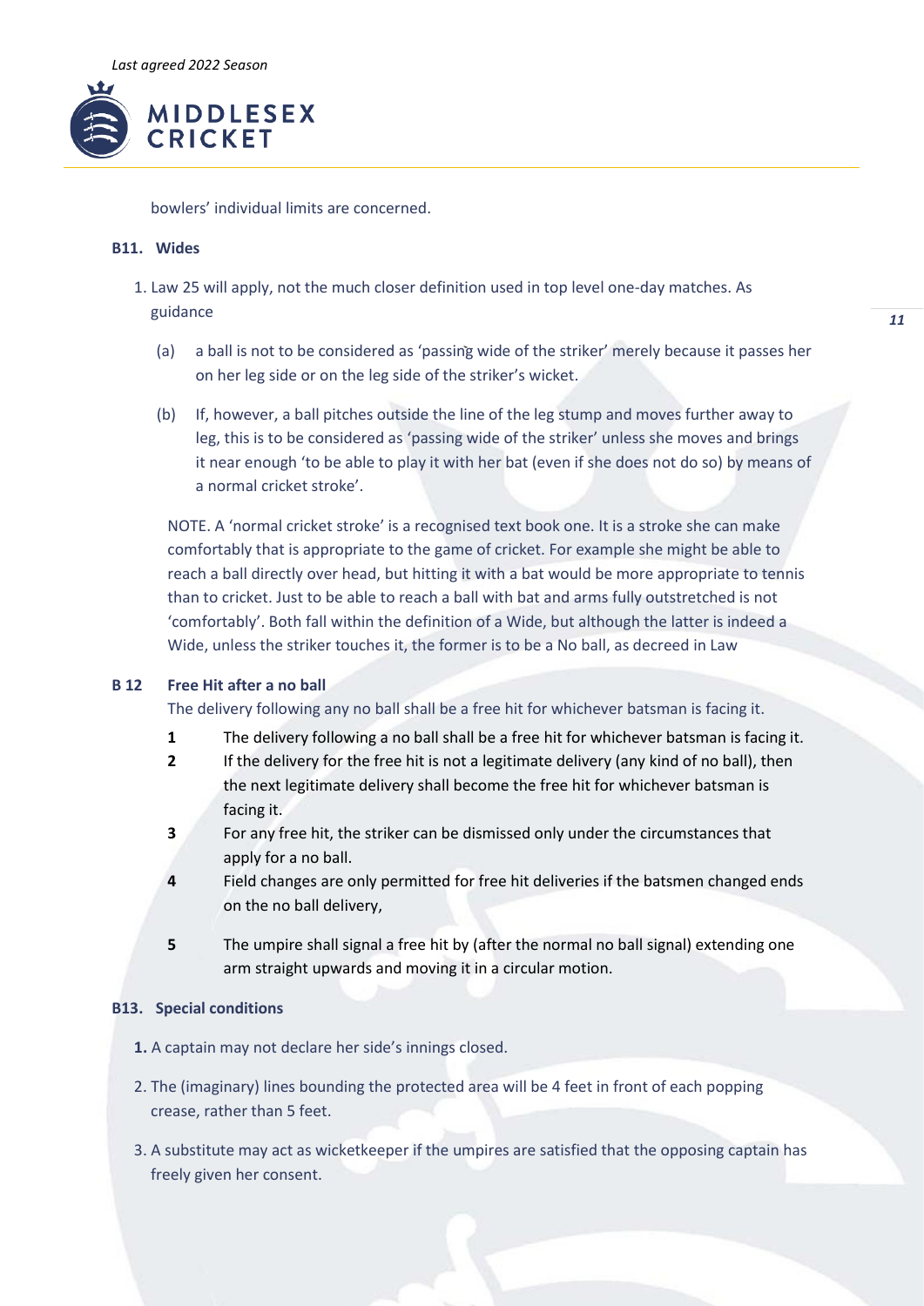bowlers' individual limits are concerned.

### B11. Wides

1. Law 25 will apply, not the much closer definition used in top level one-day matches. As guidance

   (a) a ball is not to be considered as 'passing wide of the striker' merely because it passes her on her leg side or on the leg side of the striker's wicket.

   (b) If, however, a ball pitches outside the line of the leg stump and moves further away to leg, this is to be considered as 'passing wide of the striker' unless she moves and brings it near enough 'to be able to play it with her bat (even if she does not do so) by means of a normal cricket stroke'.

   NOTE. A 'normal cricket stroke' is a recognised text book one. It is a stroke she can make comfortably that is appropriate to the game of cricket. For example she might be able to reach a ball directly over head, but hitting it with a bat would be more appropriate to tennis than to cricket. Just to be able to reach a ball with bat and arms fully outstretched is not 'comfortably'. Both fall within the definition of a Wide, but although the latter is indeed a Wide, unless the striker touches it, the former is to be a No ball, as decreed in Law

### B 12 Free Hit after a no ball

The delivery following any no ball shall be a free hit for whichever batsman is facing it.

1. The delivery following a no ball shall be a free hit for whichever batsman is facing it.
2. If the delivery for the free hit is not a legitimate delivery (any kind of no ball), then the next legitimate delivery shall become the free hit for whichever batsman is facing it.
3. For any free hit, the striker can be dismissed only under the circumstances that apply for a no ball.
4. Field changes are only permitted for free hit deliveries if the batsmen changed ends on the no ball delivery,
5. The umpire shall signal a free hit by (after the normal no ball signal) extending one arm straight upwards and moving it in a circular motion.

### B13. Special conditions

1. A captain may not declare her side's innings closed.
2. The (imaginary) lines bounding the protected area will be 4 feet in front of each popping crease, rather than 5 feet.
3. A substitute may act as wicketkeeper if the umpires are satisfied that the opposing captain has freely given her consent.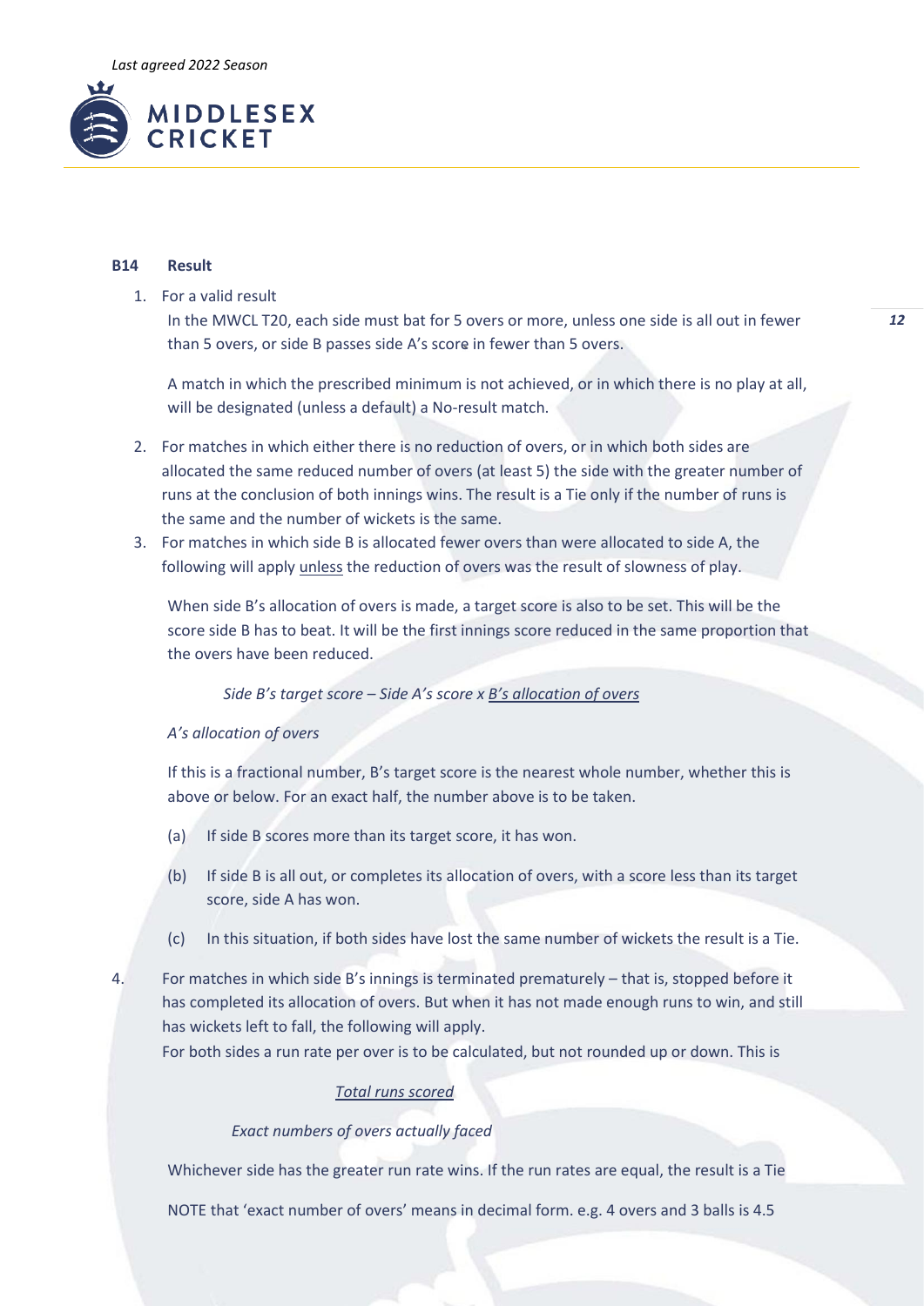## B14 Result

1. For a valid result

   In the MWCL T20, each side must bat for 5 overs or more, unless one side is all out in fewer than 5 overs, or side B passes side A's score in fewer than 5 overs.

   A match in which the prescribed minimum is not achieved, or in which there is no play at all, will be designated (unless a default) a No-result match.

2. For matches in which either there is no reduction of overs, or in which both sides are allocated the same reduced number of overs (at least 5) the side with the greater number of runs at the conclusion of both innings wins. The result is a Tie only if the number of runs is the same and the number of wickets is the same.

3. For matches in which side B is allocated fewer overs than were allocated to side A, the following will apply <u>unless</u> the reduction of overs was the result of slowness of play.

   When side B's allocation of overs is made, a target score is also to be set. This will be the score side B has to beat. It will be the first innings score reduced in the same proportion that the overs have been reduced.

   $$\text{Side B's target score} - \text{Side A's score} \times \frac{\text{B's allocation of overs}}{\text{A's allocation of overs}}$$

   If this is a fractional number, B's target score is the nearest whole number, whether this is above or below. For an exact half, the number above is to be taken.

   (a) If side B scores more than its target score, it has won.

   (b) If side B is all out, or completes its allocation of overs, with a score less than its target score, side A has won.

   (c) In this situation, if both sides have lost the same number of wickets the result is a Tie.

4. For matches in which side B's innings is terminated prematurely – that is, stopped before it has completed its allocation of overs. But when it has not made enough runs to win, and still has wickets left to fall, the following will apply.

   For both sides a run rate per over is to be calculated, but not rounded up or down. This is

   $$\frac{\text{Total runs scored}}{\text{Exact numbers of overs actually faced}}$$

   Whichever side has the greater run rate wins. If the run rates are equal, the result is a Tie

   NOTE that 'exact number of overs' means in decimal form. e.g. 4 overs and 3 balls is 4.5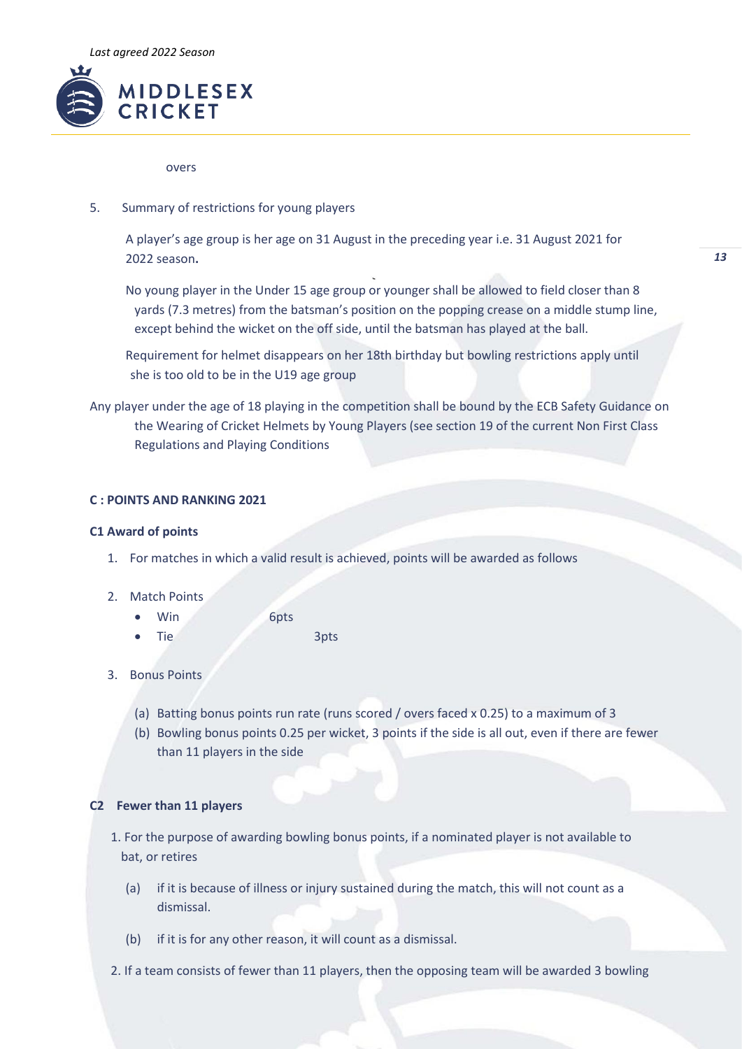overs

5. Summary of restrictions for young players

   A player's age group is her age on 31 August in the preceding year i.e. 31 August 2021 for 2022 season.

   No young player in the Under 15 age group or younger shall be allowed to field closer than 8 yards (7.3 metres) from the batsman's position on the popping crease on a middle stump line, except behind the wicket on the off side, until the batsman has played at the ball.

   Requirement for helmet disappears on her 18th birthday but bowling restrictions apply until she is too old to be in the U19 age group

Any player under the age of 18 playing in the competition shall be bound by the ECB Safety Guidance on the Wearing of Cricket Helmets by Young Players (see section 19 of the current Non First Class Regulations and Playing Conditions

**C : POINTS AND RANKING 2021**

**C1 Award of points**

1. For matches in which a valid result is achieved, points will be awarded as follows

2. Match Points
   - Win 6pts
   - Tie 3pts

3. Bonus Points

   (a) Batting bonus points run rate (runs scored / overs faced x 0.25) to a maximum of 3

   (b) Bowling bonus points 0.25 per wicket, 3 points if the side is all out, even if there are fewer than 11 players in the side

**C2 Fewer than 11 players**

1. For the purpose of awarding bowling bonus points, if a nominated player is not available to bat, or retires

   (a) if it is because of illness or injury sustained during the match, this will not count as a dismissal.

   (b) if it is for any other reason, it will count as a dismissal.

2. If a team consists of fewer than 11 players, then the opposing team will be awarded 3 bowling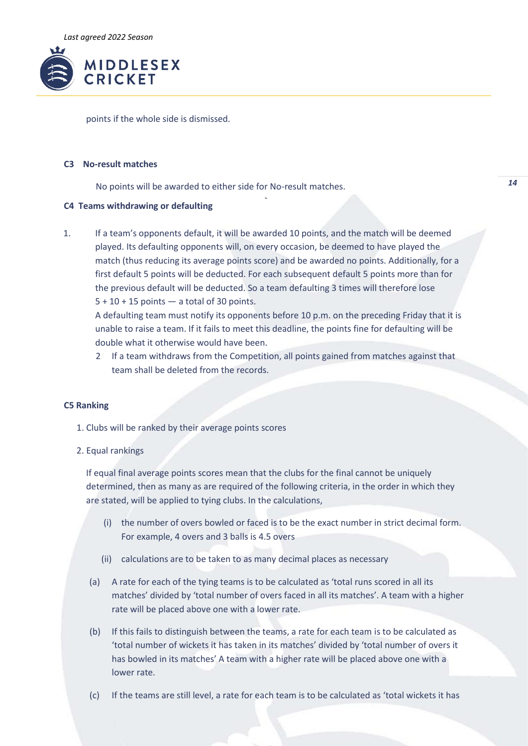points if the whole side is dismissed.

**C3 No-result matches**

No points will be awarded to either side for No-result matches.

**C4 Teams withdrawing or defaulting**

1. If a team's opponents default, it will be awarded 10 points, and the match will be deemed played. Its defaulting opponents will, on every occasion, be deemed to have played the match (thus reducing its average points score) and be awarded no points. Additionally, for a first default 5 points will be deducted. For each subsequent default 5 points more than for the previous default will be deducted. So a team defaulting 3 times will therefore lose 5 + 10 + 15 points — a total of 30 points.

   A defaulting team must notify its opponents before 10 p.m. on the preceding Friday that it is unable to raise a team. If it fails to meet this deadline, the points fine for defaulting will be double what it otherwise would have been.

2. If a team withdraws from the Competition, all points gained from matches against that team shall be deleted from the records.

**C5 Ranking**

1. Clubs will be ranked by their average points scores

2. Equal rankings

   If equal final average points scores mean that the clubs for the final cannot be uniquely determined, then as many as are required of the following criteria, in the order in which they are stated, will be applied to tying clubs. In the calculations,

   (i) the number of overs bowled or faced is to be the exact number in strict decimal form. For example, 4 overs and 3 balls is 4.5 overs

   (ii) calculations are to be taken to as many decimal places as necessary

   (a) A rate for each of the tying teams is to be calculated as 'total runs scored in all its matches' divided by 'total number of overs faced in all its matches'. A team with a higher rate will be placed above one with a lower rate.

   (b) If this fails to distinguish between the teams, a rate for each team is to be calculated as 'total number of wickets it has taken in its matches' divided by 'total number of overs it has bowled in its matches' A team with a higher rate will be placed above one with a lower rate.

   (c) If the teams are still level, a rate for each team is to be calculated as 'total wickets it has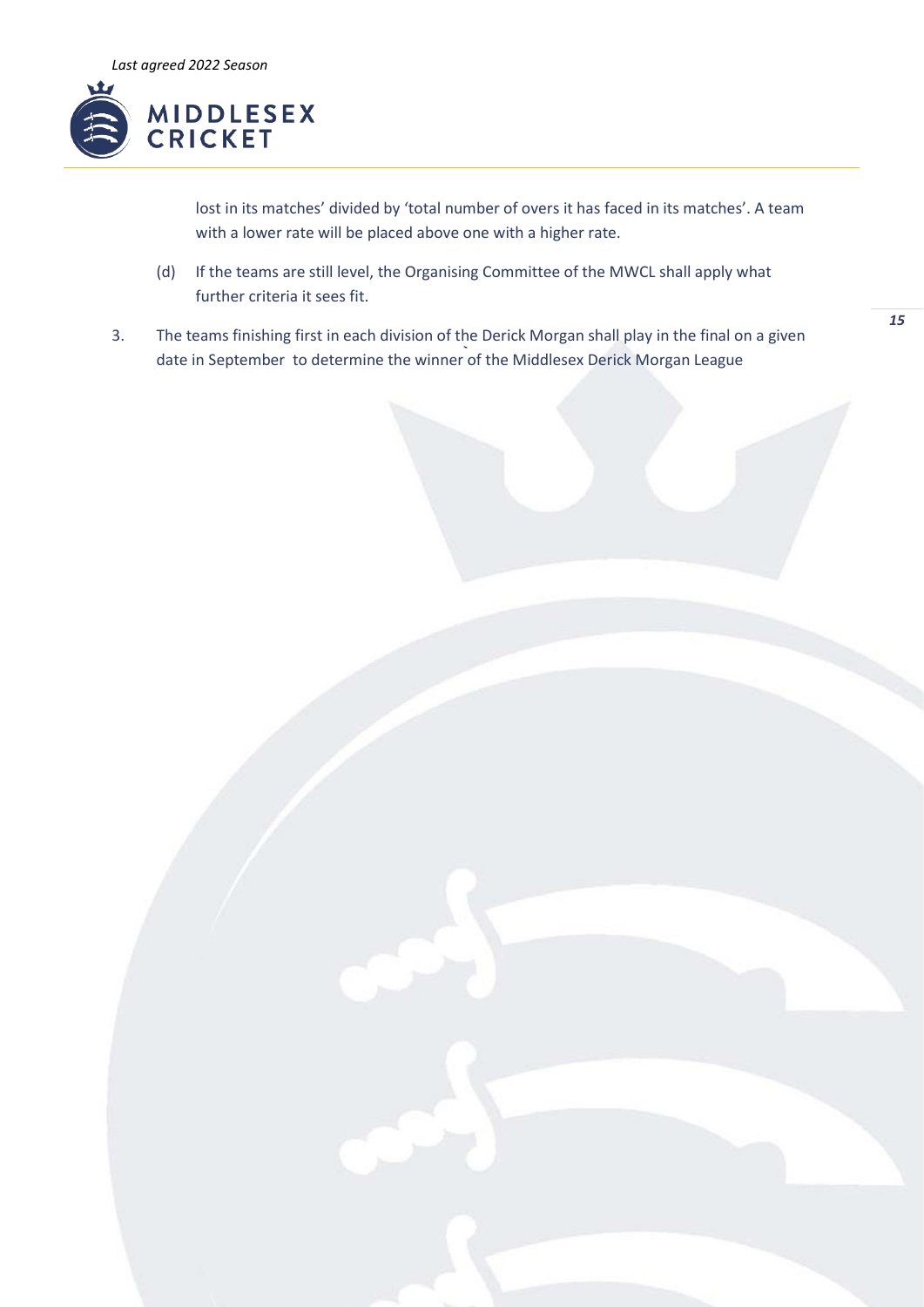lost in its matches' divided by 'total number of overs it has faced in its matches'. A team with a lower rate will be placed above one with a higher rate.

(d) If the teams are still level, the Organising Committee of the MWCL shall apply what further criteria it sees fit.

3. The teams finishing first in each division of the Derick Morgan shall play in the final on a given date in September to determine the winner of the Middlesex Derick Morgan League